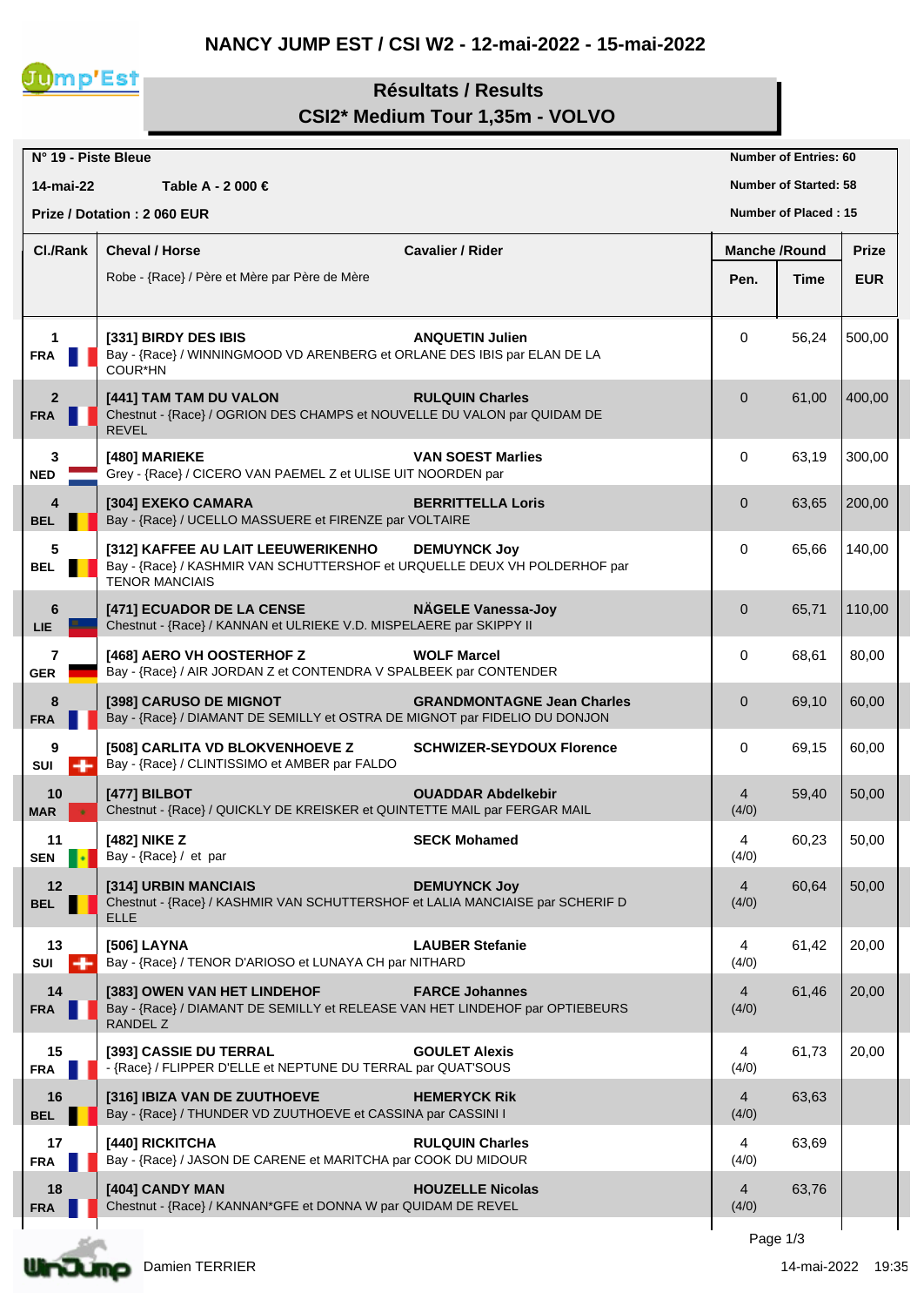# NANCY JUMP EST / CSI W2 - 12-mai-2022 - 15-mai-2022

## Résultats / Results
## CSI2* Medium Tour 1,35m - VOLVO

**N° 19 - Piste Bleue**
**14-mai-22** **Table A - 2 000 €**
**Prize / Dotation : 2 060 EUR**

**Number of Entries: 60**
**Number of Started: 58**
**Number of Placed : 15**

| Cl./Rank | Cheval / Horse<br>Robe - {Race} / Père et Mère par Père de Mère | Cavalier / Rider | Manche /Round Pen. | Time | Prize EUR |
|---|---|---|---|---|---|
| 1 FRA | **[331] BIRDY DES IBIS**<br>Bay - {Race} / WINNINGMOOD VD ARENBERG et ORLANE DES IBIS par ELAN DE LA COUR*HN | **ANQUETIN Julien** | 0 | 56,24 | 500,00 |
| 2 FRA | **[441] TAM TAM DU VALON**<br>Chestnut - {Race} / OGRION DES CHAMPS et NOUVELLE DU VALON par QUIDAM DE REVEL | **RULQUIN Charles** | 0 | 61,00 | 400,00 |
| 3 NED | **[480] MARIEKE**<br>Grey - {Race} / CICERO VAN PAEMEL Z et ULISE UIT NOORDEN par | **VAN SOEST Marlies** | 0 | 63,19 | 300,00 |
| 4 BEL | **[304] EXEKO CAMARA**<br>Bay - {Race} / UCELLO MASSUERE et FIRENZE par VOLTAIRE | **BERRITTELLA Loris** | 0 | 63,65 | 200,00 |
| 5 BEL | **[312] KAFFEE AU LAIT LEEUWERIKENHO**<br>Bay - {Race} / KASHMIR VAN SCHUTTERSHOF et URQUELLE DEUX VH POLDERHOF par TENOR MANCIAIS | **DEMUYNCK Joy** | 0 | 65,66 | 140,00 |
| 6 LIE | **[471] ECUADOR DE LA CENSE**<br>Chestnut - {Race} / KANNAN et ULRIEKE V.D. MISPELAERE par SKIPPY II | **NÄGELE Vanessa-Joy** | 0 | 65,71 | 110,00 |
| 7 GER | **[468] AERO VH OOSTERHOF Z**<br>Bay - {Race} / AIR JORDAN Z et CONTENDRA V SPALBEEK par CONTENDER | **WOLF Marcel** | 0 | 68,61 | 80,00 |
| 8 FRA | **[398] CARUSO DE MIGNOT**<br>Bay - {Race} / DIAMANT DE SEMILLY et OSTRA DE MIGNOT par FIDELIO DU DONJON | **GRANDMONTAGNE Jean Charles** | 0 | 69,10 | 60,00 |
| 9 SUI | **[508] CARLITA VD BLOKVENHOEVE Z**<br>Bay - {Race} / CLINTISSIMO et AMBER par FALDO | **SCHWIZER-SEYDOUX Florence** | 0 | 69,15 | 60,00 |
| 10 MAR | **[477] BILBOT**<br>Chestnut - {Race} / QUICKLY DE KREISKER et QUINTETTE MAIL par FERGAR MAIL | **OUADDAR Abdelkebir** | 4 (4/0) | 59,40 | 50,00 |
| 11 SEN | **[482] NIKE Z**<br>Bay - {Race} / et par | **SECK Mohamed** | 4 (4/0) | 60,23 | 50,00 |
| 12 BEL | **[314] URBIN MANCIAIS**<br>Chestnut - {Race} / KASHMIR VAN SCHUTTERSHOF et LALIA MANCIAISE par SCHERIF D ELLE | **DEMUYNCK Joy** | 4 (4/0) | 60,64 | 50,00 |
| 13 SUI | **[506] LAYNA**<br>Bay - {Race} / TENOR D'ARIOSO et LUNAYA CH par NITHARD | **LAUBER Stefanie** | 4 (4/0) | 61,42 | 20,00 |
| 14 FRA | **[383] OWEN VAN HET LINDEHOF**<br>Bay - {Race} / DIAMANT DE SEMILLY et RELEASE VAN HET LINDEHOF par OPTIEBEURS RANDEL Z | **FARCE Johannes** | 4 (4/0) | 61,46 | 20,00 |
| 15 FRA | **[393] CASSIE DU TERRAL**<br>- {Race} / FLIPPER D'ELLE et NEPTUNE DU TERRAL par QUAT'SOUS | **GOULET Alexis** | 4 (4/0) | 61,73 | 20,00 |
| 16 BEL | **[316] IBIZA VAN DE ZUUTHOEVE**<br>Bay - {Race} / THUNDER VD ZUUTHOEVE et CASSINA par CASSINI I | **HEMERYCK Rik** | 4 (4/0) | 63,63 | |
| 17 FRA | **[440] RICKITCHA**<br>Bay - {Race} / JASON DE CARENE et MARITCHA par COOK DU MIDOUR | **RULQUIN Charles** | 4 (4/0) | 63,69 | |
| 18 FRA | **[404] CANDY MAN**<br>Chestnut - {Race} / KANNAN*GFE et DONNA W par QUIDAM DE REVEL | **HOUZELLE Nicolas** | 4 (4/0) | 63,76 | |

Damien TERRIER

14-mai-2022 19:35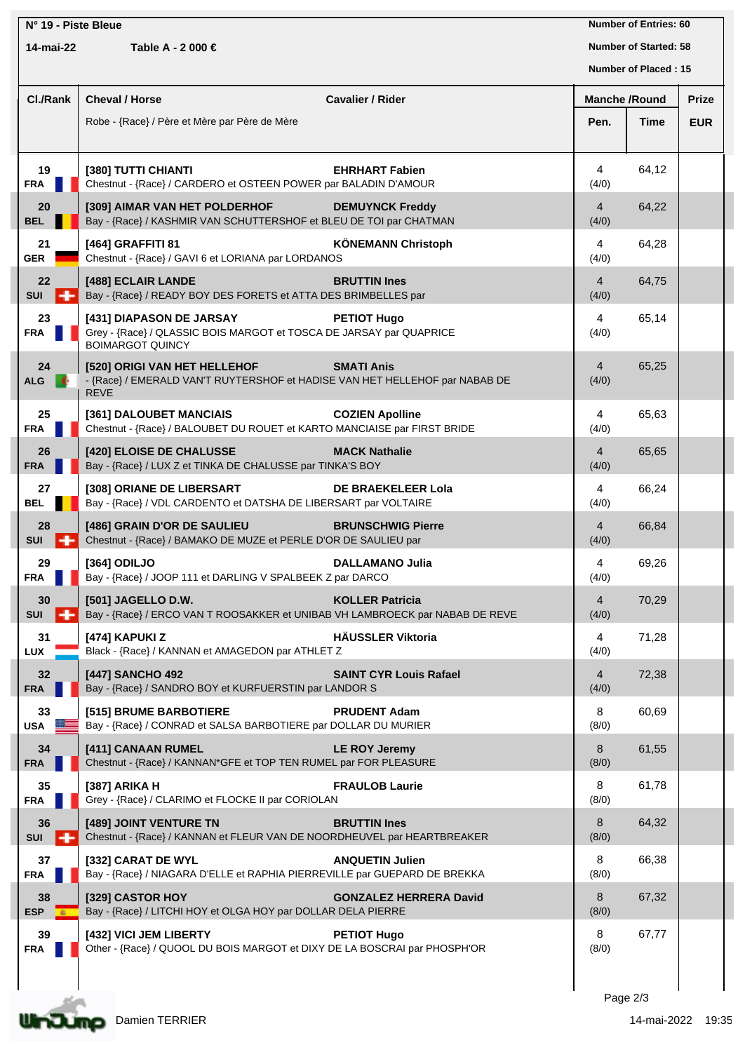**N° 19 - Piste Bleue**

**14-mai-22** **Table A - 2 000 €**

**Number of Entries: 60**
**Number of Started: 58**
**Number of Placed : 15**

| Cl./Rank | Cheval / Horse<br>Robe - {Race} / Père et Mère par Père de Mère | Cavalier / Rider | Manche /Round Pen. | Time | Prize EUR |
|---|---|---|---|---|---|
| 19 FRA | [380] TUTTI CHIANTI<br>Chestnut - {Race} / CARDERO et OSTEEN POWER par BALADIN D'AMOUR | EHRHART Fabien | 4 (4/0) | 64,12 | |
| 20 BEL | [309] AIMAR VAN HET POLDERHOF<br>Bay - {Race} / KASHMIR VAN SCHUTTERSHOF et BLEU DE TOI par CHATMAN | DEMUYNCK Freddy | 4 (4/0) | 64,22 | |
| 21 GER | [464] GRAFFITI 81<br>Chestnut - {Race} / GAVI 6 et LORIANA par LORDANOS | KÖNEMANN Christoph | 4 (4/0) | 64,28 | |
| 22 SUI | [488] ECLAIR LANDE<br>Bay - {Race} / READY BOY DES FORETS et ATTA DES BRIMBELLES par | BRUTTIN Ines | 4 (4/0) | 64,75 | |
| 23 FRA | [431] DIAPASON DE JARSAY<br>Grey - {Race} / QLASSIC BOIS MARGOT et TOSCA DE JARSAY par QUAPRICE BOIMARGOT QUINCY | PETIOT Hugo | 4 (4/0) | 65,14 | |
| 24 ALG | [520] ORIGI VAN HET HELLEHOF<br>- {Race} / EMERALD VAN'T RUYTERSHOF et HADISE VAN HET HELLEHOF par NABAB DE REVE | SMATI Anis | 4 (4/0) | 65,25 | |
| 25 FRA | [361] DALOUBET MANCIAIS<br>Chestnut - {Race} / BALOUBET DU ROUET et KARTO MANCIAISE par FIRST BRIDE | COZIEN Apolline | 4 (4/0) | 65,63 | |
| 26 FRA | [420] ELOISE DE CHALUSSE<br>Bay - {Race} / LUX Z et TINKA DE CHALUSSE par TINKA'S BOY | MACK Nathalie | 4 (4/0) | 65,65 | |
| 27 BEL | [308] ORIANE DE LIBERSART<br>Bay - {Race} / VDL CARDENTO et DATSHA DE LIBERSART par VOLTAIRE | DE BRAEKELEER Lola | 4 (4/0) | 66,24 | |
| 28 SUI | [486] GRAIN D'OR DE SAULIEU<br>Chestnut - {Race} / BAMAKO DE MUZE et PERLE D'OR DE SAULIEU par | BRUNSCHWIG Pierre | 4 (4/0) | 66,84 | |
| 29 FRA | [364] ODILJO<br>Bay - {Race} / JOOP 111 et DARLING V SPALBEEK Z par DARCO | DALLAMANO Julia | 4 (4/0) | 69,26 | |
| 30 SUI | [501] JAGELLO D.W.<br>Bay - {Race} / ERCO VAN T ROOSAKKER et UNIBAB VH LAMBROECK par NABAB DE REVE | KOLLER Patricia | 4 (4/0) | 70,29 | |
| 31 LUX | [474] KAPUKI Z<br>Black - {Race} / KANNAN et AMAGEDON par ATHLET Z | HÄUSSLER Viktoria | 4 (4/0) | 71,28 | |
| 32 FRA | [447] SANCHO 492<br>Bay - {Race} / SANDRO BOY et KURFUERSTIN par LANDOR S | SAINT CYR Louis Rafael | 4 (4/0) | 72,38 | |
| 33 USA | [515] BRUME BARBOTIERE<br>Bay - {Race} / CONRAD et SALSA BARBOTIERE par DOLLAR DU MURIER | PRUDENT Adam | 8 (8/0) | 60,69 | |
| 34 FRA | [411] CANAAN RUMEL<br>Chestnut - {Race} / KANNAN*GFE et TOP TEN RUMEL par FOR PLEASURE | LE ROY Jeremy | 8 (8/0) | 61,55 | |
| 35 FRA | [387] ARIKA H<br>Grey - {Race} / CLARIMO et FLOCKE II par CORIOLAN | FRAULOB Laurie | 8 (8/0) | 61,78 | |
| 36 SUI | [489] JOINT VENTURE TN<br>Chestnut - {Race} / KANNAN et FLEUR VAN DE NOORDHEUVEL par HEARTBREAKER | BRUTTIN Ines | 8 (8/0) | 64,32 | |
| 37 FRA | [332] CARAT DE WYL<br>Bay - {Race} / NIAGARA D'ELLE et RAPHIA PIERREVILLE par GUEPARD DE BREKKA | ANQUETIN Julien | 8 (8/0) | 66,38 | |
| 38 ESP | [329] CASTOR HOY<br>Bay - {Race} / LITCHI HOY et OLGA HOY par DOLLAR DELA PIERRE | GONZALEZ HERRERA David | 8 (8/0) | 67,32 | |
| 39 FRA | [432] VICI JEM LIBERTY<br>Other - {Race} / QUOOL DU BOIS MARGOT et DIXY DE LA BOSCRAI par PHOSPH'OR | PETIOT Hugo | 8 (8/0) | 67,77 | |

Damien TERRIER

14-mai-2022 19:35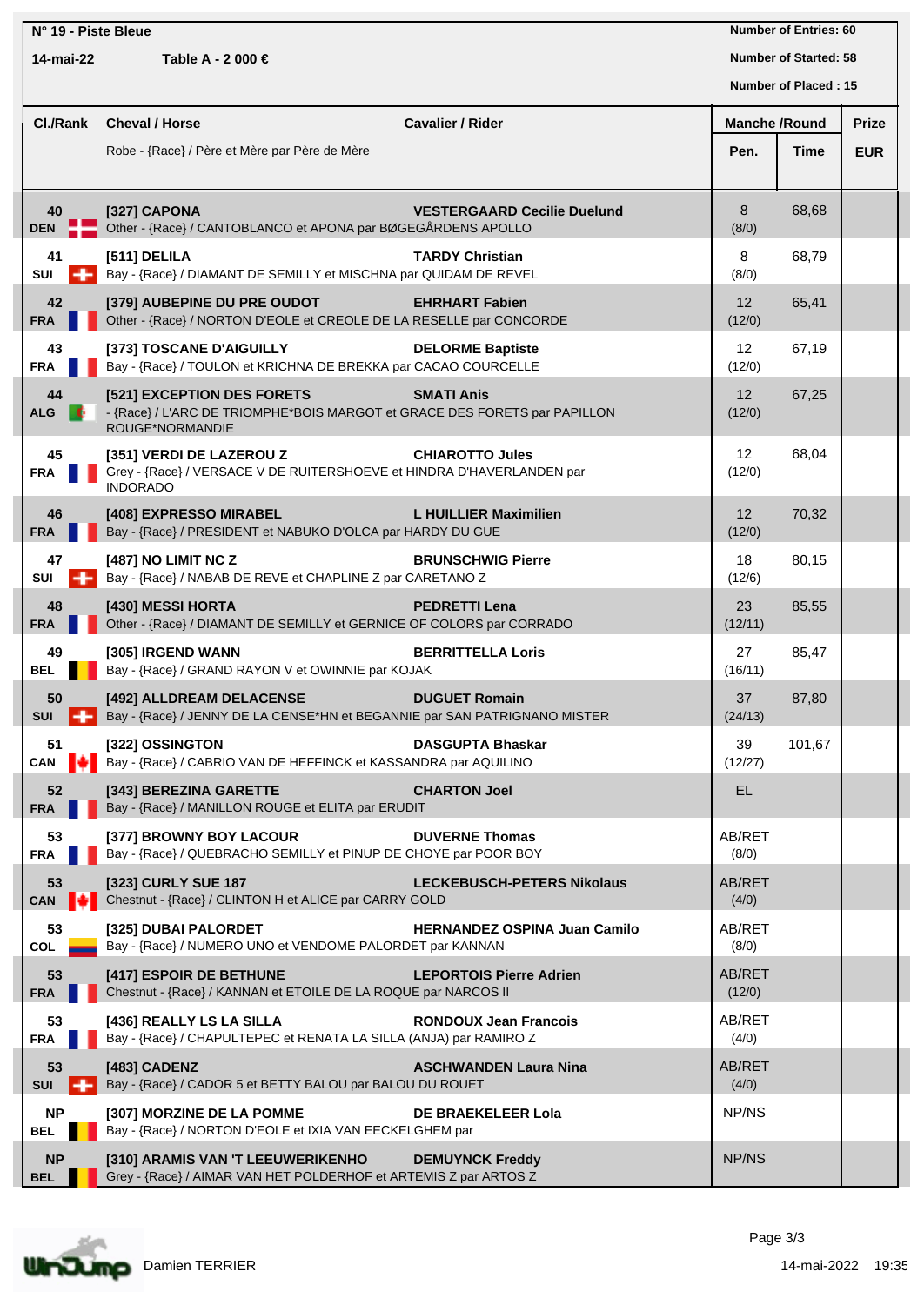**N° 19 - Piste Bleue**

**14-mai-22** **Table A - 2 000 €**

**Number of Entries: 60**
**Number of Started: 58**
**Number of Placed : 15**

| Cl./Rank | Cheval / Horse / Cavalier / Rider<br>Robe - {Race} / Père et Mère par Père de Mère | Manche /Round Pen. | Time | Prize EUR |
|---|---|---|---|---|
| 40 DEN | **[327] CAPONA** **VESTERGAARD Cecilie Duelund**<br>Other - {Race} / CANTOBLANCO et APONA par BØGEGÅRDENS APOLLO | 8 (8/0) | 68,68 | |
| 41 SUI | **[511] DELILA** **TARDY Christian**<br>Bay - {Race} / DIAMANT DE SEMILLY et MISCHNA par QUIDAM DE REVEL | 8 (8/0) | 68,79 | |
| 42 FRA | **[379] AUBEPINE DU PRE OUDOT** **EHRHART Fabien**<br>Other - {Race} / NORTON D'EOLE et CREOLE DE LA RESELLE par CONCORDE | 12 (12/0) | 65,41 | |
| 43 FRA | **[373] TOSCANE D'AIGUILLY** **DELORME Baptiste**<br>Bay - {Race} / TOULON et KRICHNA DE BREKKA par CACAO COURCELLE | 12 (12/0) | 67,19 | |
| 44 ALG | **[521] EXCEPTION DES FORETS** **SMATI Anis**<br>- {Race} / L'ARC DE TRIOMPHE*BOIS MARGOT et GRACE DES FORETS par PAPILLON ROUGE*NORMANDIE | 12 (12/0) | 67,25 | |
| 45 FRA | **[351] VERDI DE LAZEROU Z** **CHIAROTTO Jules**<br>Grey - {Race} / VERSACE V DE RUITERSHOEVE et HINDRA D'HAVERLANDEN par INDORADO | 12 (12/0) | 68,04 | |
| 46 FRA | **[408] EXPRESSO MIRABEL** **L HUILLIER Maximilien**<br>Bay - {Race} / PRESIDENT et NABUKO D'OLCA par HARDY DU GUE | 12 (12/0) | 70,32 | |
| 47 SUI | **[487] NO LIMIT NC Z** **BRUNSCHWIG Pierre**<br>Bay - {Race} / NABAB DE REVE et CHAPLINE Z par CARETANO Z | 18 (12/6) | 80,15 | |
| 48 FRA | **[430] MESSI HORTA** **PEDRETTI Lena**<br>Other - {Race} / DIAMANT DE SEMILLY et GERNICE OF COLORS par CORRADO | 23 (12/11) | 85,55 | |
| 49 BEL | **[305] IRGEND WANN** **BERRITTELLA Loris**<br>Bay - {Race} / GRAND RAYON V et OWINNIE par KOJAK | 27 (16/11) | 85,47 | |
| 50 SUI | **[492] ALLDREAM DELACENSE** **DUGUET Romain**<br>Bay - {Race} / JENNY DE LA CENSE*HN et BEGANNIE par SAN PATRIGNANO MISTER | 37 (24/13) | 87,80 | |
| 51 CAN | **[322] OSSINGTON** **DASGUPTA Bhaskar**<br>Bay - {Race} / CABRIO VAN DE HEFFINCK et KASSANDRA par AQUILINO | 39 (12/27) | 101,67 | |
| 52 FRA | **[343] BEREZINA GARETTE** **CHARTON Joel**<br>Bay - {Race} / MANILLON ROUGE et ELITA par ERUDIT | EL | | |
| 53 FRA | **[377] BROWNY BOY LACOUR** **DUVERNE Thomas**<br>Bay - {Race} / QUEBRACHO SEMILLY et PINUP DE CHOYE par POOR BOY | AB/RET (8/0) | | |
| 53 CAN | **[323] CURLY SUE 187** **LECKEBUSCH-PETERS Nikolaus**<br>Chestnut - {Race} / CLINTON H et ALICE par CARRY GOLD | AB/RET (4/0) | | |
| 53 COL | **[325] DUBAI PALORDET** **HERNANDEZ OSPINA Juan Camilo**<br>Bay - {Race} / NUMERO UNO et VENDOME PALORDET par KANNAN | AB/RET (8/0) | | |
| 53 FRA | **[417] ESPOIR DE BETHUNE** **LEPORTOIS Pierre Adrien**<br>Chestnut - {Race} / KANNAN et ETOILE DE LA ROQUE par NARCOS II | AB/RET (12/0) | | |
| 53 FRA | **[436] REALLY LS LA SILLA** **RONDOUX Jean Francois**<br>Bay - {Race} / CHAPULTEPEC et RENATA LA SILLA (ANJA) par RAMIRO Z | AB/RET (4/0) | | |
| 53 SUI | **[483] CADENZ** **ASCHWANDEN Laura Nina**<br>Bay - {Race} / CADOR 5 et BETTY BALOU par BALOU DU ROUET | AB/RET (4/0) | | |
| NP BEL | **[307] MORZINE DE LA POMME** **DE BRAEKELEER Lola**<br>Bay - {Race} / NORTON D'EOLE et IXIA VAN EECKELGHEM par | NP/NS | | |
| NP BEL | **[310] ARAMIS VAN 'T LEEUWERIKENHO** **DEMUYNCK Freddy**<br>Grey - {Race} / AIMAR VAN HET POLDERHOF et ARTEMIS Z par ARTOS Z | NP/NS | | |

Damien TERRIER

14-mai-2022 19:35